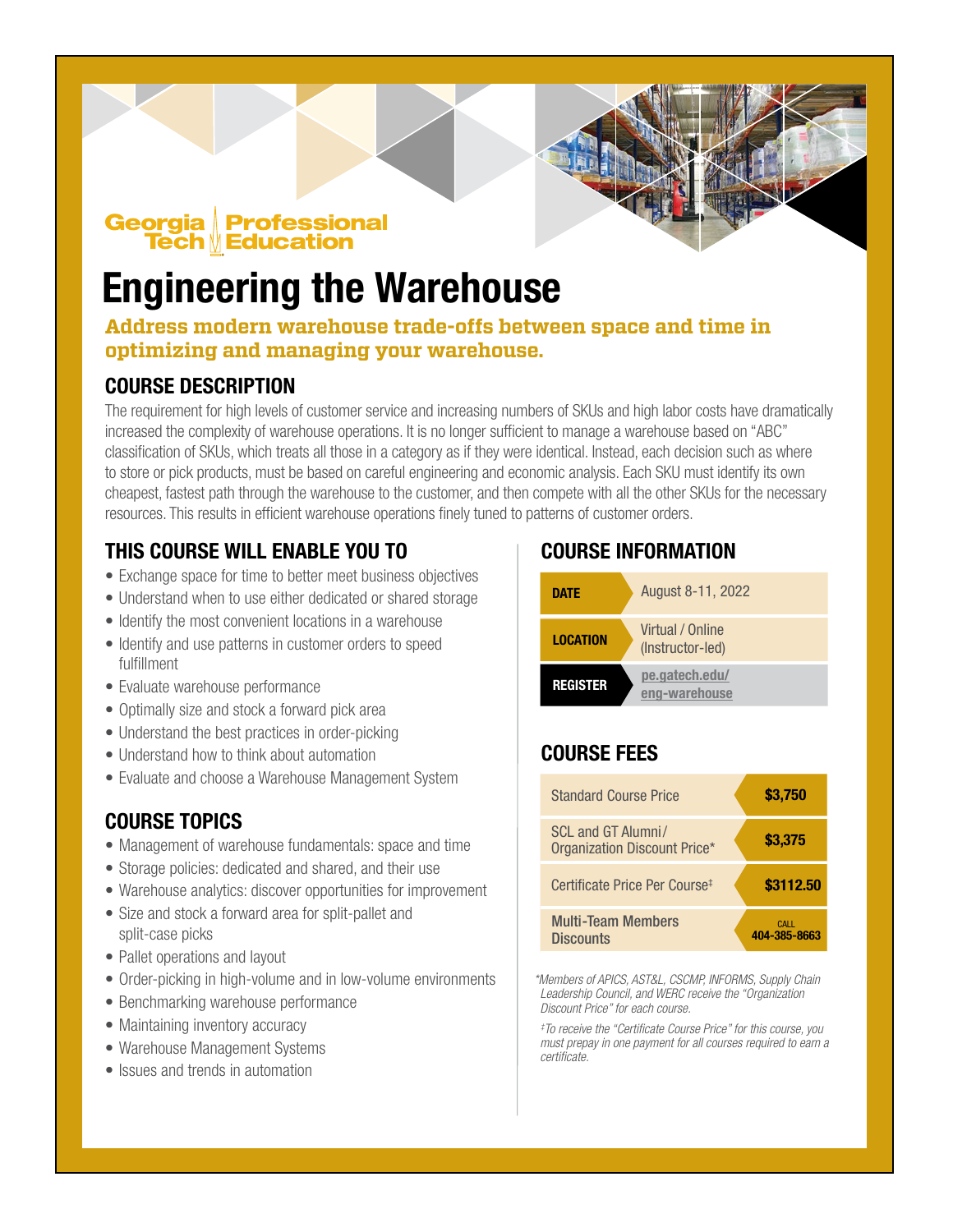Georgia Tech Professional Education

# Engineering the Warehouse

**Address modern warehouse trade-offs between space and time in optimizing and managing your warehouse.**

## COURSE DESCRIPTION

The requirement for high levels of customer service and increasing numbers of SKUs and high labor costs have dramatically increased the complexity of warehouse operations. It is no longer sufficient to manage a warehouse based on "ABC" classification of SKUs, which treats all those in a category as if they were identical. Instead, each decision such as where to store or pick products, must be based on careful engineering and economic analysis. Each SKU must identify its own cheapest, fastest path through the warehouse to the customer, and then compete with all the other SKUs for the necessary resources. This results in efficient warehouse operations finely tuned to patterns of customer orders.

## THIS COURSE WILL ENABLE YOU TO

- Exchange space for time to better meet business objectives
- Understand when to use either dedicated or shared storage
- Identify the most convenient locations in a warehouse
- Identify and use patterns in customer orders to speed fulfillment
- Evaluate warehouse performance
- Optimally size and stock a forward pick area
- Understand the best practices in order-picking
- Understand how to think about automation
- Evaluate and choose a Warehouse Management System

## COURSE TOPICS

- Management of warehouse fundamentals: space and time
- Storage policies: dedicated and shared, and their use
- Warehouse analytics: discover opportunities for improvement
- Size and stock a forward area for split-pallet and split-case picks
- Pallet operations and layout
- Order-picking in high-volume and in low-volume environments
- Benchmarking warehouse performance
- Maintaining inventory accuracy
- Warehouse Management Systems
- Issues and trends in automation

## COURSE INFORMATION

| | |
|---|---|
| **DATE** | August 8-11, 2022 |
| **LOCATION** | Virtual / Online (Instructor-led) |
| **REGISTER** | pe.gatech.edu/eng-warehouse |

## COURSE FEES

| | |
|---|---|
| Standard Course Price | **$3,750** |
| SCL and GT Alumni/ Organization Discount Price* | **$3,375** |
| Certificate Price Per Course‡ | **$3112.50** |
| Multi-Team Members Discounts | CALL **404-385-8663** |

*\*Members of APICS, AST&L, CSCMP, INFORMS, Supply Chain Leadership Council, and WERC receive the "Organization Discount Price" for each course.*

*‡To receive the "Certificate Course Price" for this course, you must prepay in one payment for all courses required to earn a certificate.*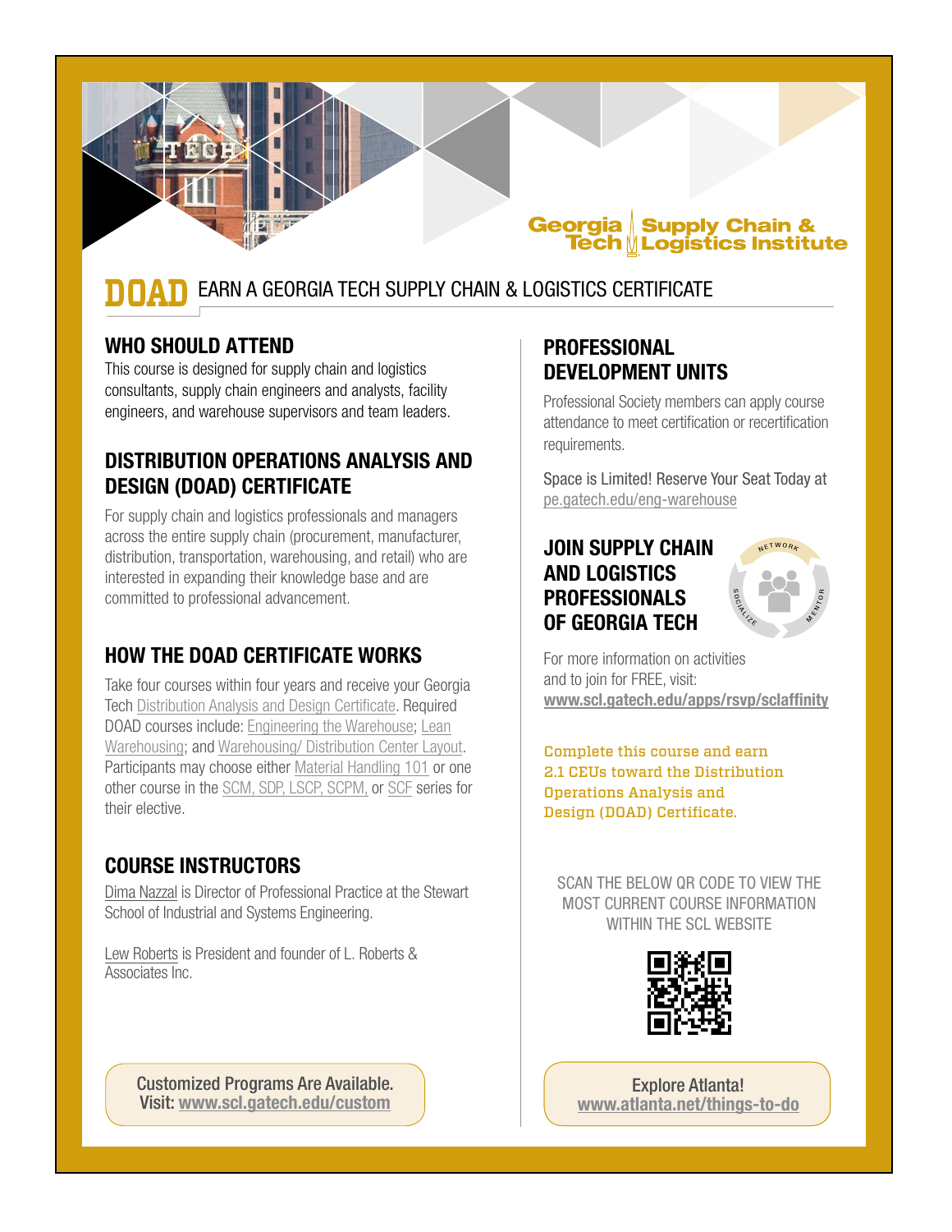Georgia Tech | Supply Chain & Logistics Institute

# DOAD EARN A GEORGIA TECH SUPPLY CHAIN & LOGISTICS CERTIFICATE

## WHO SHOULD ATTEND

This course is designed for supply chain and logistics consultants, supply chain engineers and analysts, facility engineers, and warehouse supervisors and team leaders.

## DISTRIBUTION OPERATIONS ANALYSIS AND DESIGN (DOAD) CERTIFICATE

For supply chain and logistics professionals and managers across the entire supply chain (procurement, manufacturer, distribution, transportation, warehousing, and retail) who are interested in expanding their knowledge base and are committed to professional advancement.

## HOW THE DOAD CERTIFICATE WORKS

Take four courses within four years and receive your Georgia Tech Distribution Analysis and Design Certificate. Required DOAD courses include: Engineering the Warehouse; Lean Warehousing; and Warehousing/ Distribution Center Layout. Participants may choose either Material Handling 101 or one other course in the SCM, SDP, LSCP, SCPM, or SCF series for their elective.

## COURSE INSTRUCTORS

Dima Nazzal is Director of Professional Practice at the Stewart School of Industrial and Systems Engineering.

Lew Roberts is President and founder of L. Roberts & Associates Inc.

Customized Programs Are Available.
Visit: **www.scl.gatech.edu/custom**

## PROFESSIONAL DEVELOPMENT UNITS

Professional Society members can apply course attendance to meet certification or recertification requirements.

Space is Limited! Reserve Your Seat Today at pe.gatech.edu/eng-warehouse

## JOIN SUPPLY CHAIN AND LOGISTICS PROFESSIONALS OF GEORGIA TECH

NETWORK
MENTOR
SOCIALIZE

For more information on activities and to join for FREE, visit:
**www.scl.gatech.edu/apps/rsvp/sclaffinity**

**Complete this course and earn 2.1 CEUs toward the Distribution Operations Analysis and Design (DOAD) Certificate.**

SCAN THE BELOW QR CODE TO VIEW THE MOST CURRENT COURSE INFORMATION WITHIN THE SCL WEBSITE

Explore Atlanta!
**www.atlanta.net/things-to-do**